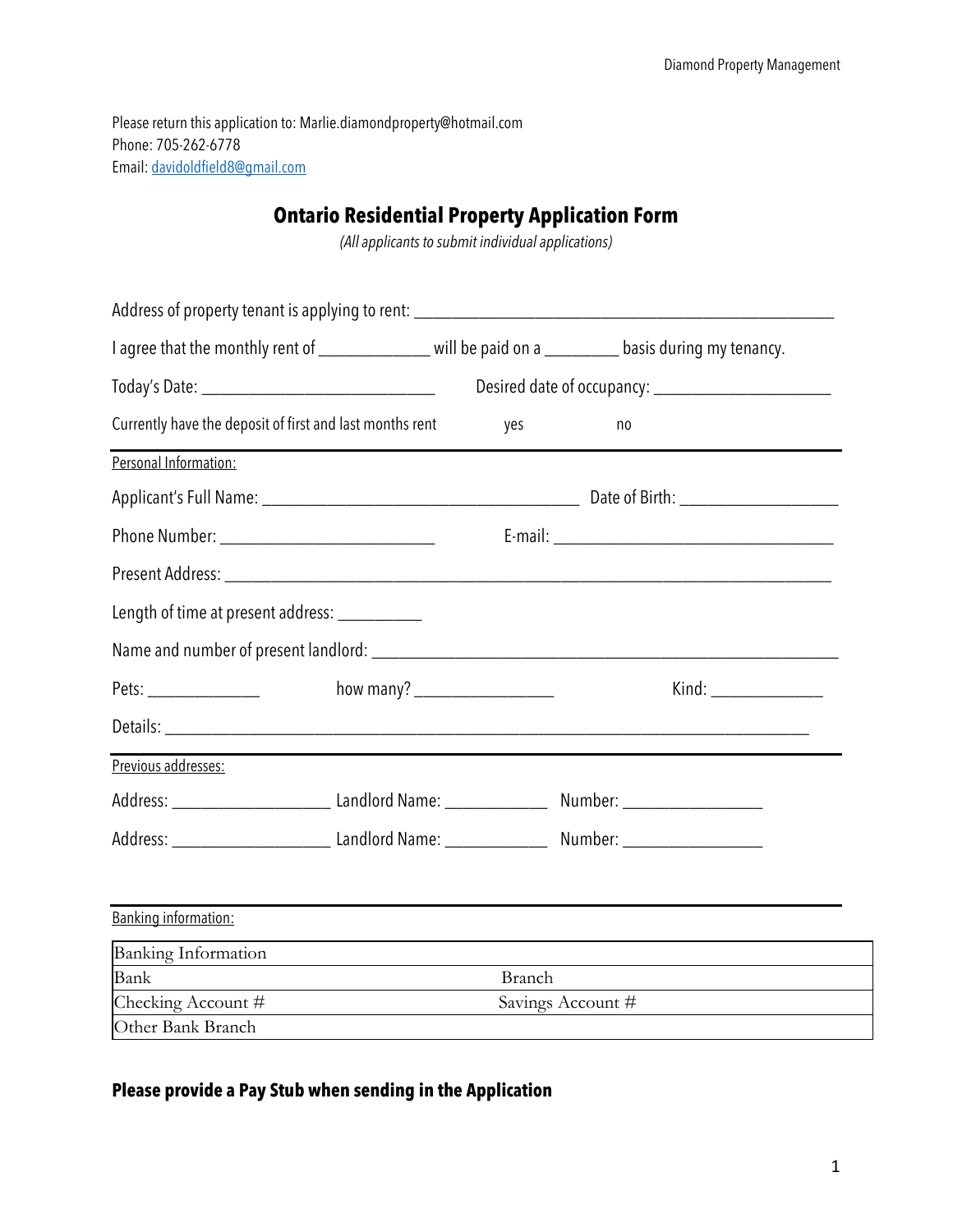Please return this application to: Marlie.diamondproperty@hotmail.com
Phone: 705-262-6778
Email: davidoldfield8@gmail.com

# Ontario Residential Property Application Form

*(All applicants to submit individual applications)*

Address of property tenant is applying to rent: ___________________________________________________

I agree that the monthly rent of _____________ will be paid on a _________ basis during my tenancy.

Today's Date: ___________________________ Desired date of occupancy: ____________________

Currently have the deposit of first and last months rent yes no

---

Personal Information:

Applicant's Full Name: ____________________________________ Date of Birth: __________________

Phone Number: ________________________ E-mail: ________________________________

Present Address: _________________________________________________________________________

Length of time at present address: __________

Name and number of present landlord: _______________________________________________________

Pets: _____________ how many? ________________ Kind: _____________

Details: _______________________________________________________________________________

---

Previous addresses:

Address: __________________ Landlord Name: ____________ Number: ________________

Address: __________________ Landlord Name: ____________ Number: ________________

---

Banking information:

| Banking Information | |
|---|---|
| Bank | Branch |
| Checking Account # | Savings Account # |
| Other Bank Branch | |

**Please provide a Pay Stub when sending in the Application**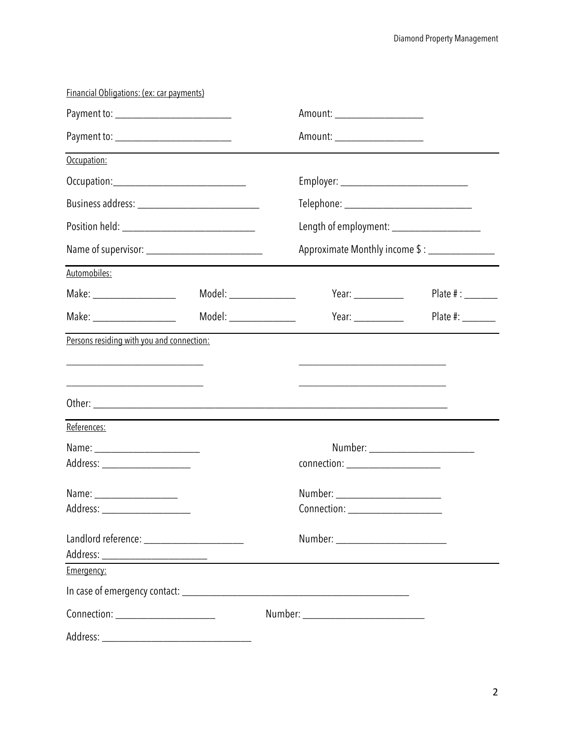Financial Obligations: (ex: car payments)

Payment to: ________________________ Amount: ___________________

Payment to: ________________________ Amount: ___________________

Occupation:

Occupation:____________________________ Employer: ___________________________

Business address: _________________________ Telephone: ___________________________

Position held: ____________________________ Length of employment: ___________________

Name of supervisor: ________________________ Approximate Monthly income $ : ______________

Automobiles:

Make: _________________ Model: ______________ Year: ___________ Plate # : _______

Make: _________________ Model: ______________ Year: ___________ Plate #: _______

Persons residing with you and connection:

_____________________________ _______________________________

_____________________________ _______________________________

Other: _______________________________________________________________________________

References:

Name: ______________________ Number: ______________________

Address: ___________________ connection: ____________________

Name: __________________ Number: ______________________

Address: ___________________ Connection: ____________________

Landlord reference: _____________________ Number: _______________________

Address: _______________________

Emergency:

In case of emergency contact: _________________________________________________

Connection: _____________________ Number: __________________________

Address: ________________________________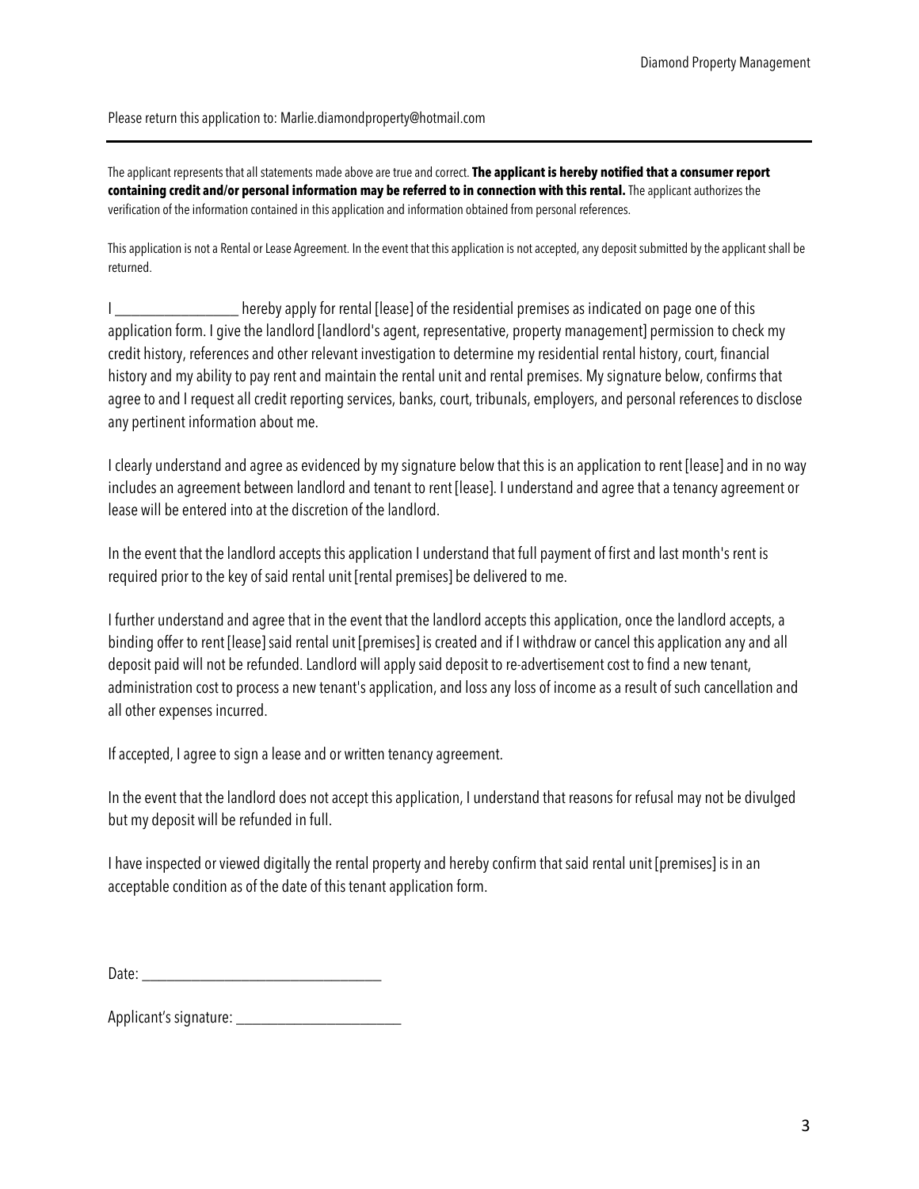Please return this application to: Marlie.diamondproperty@hotmail.com

---

The applicant represents that all statements made above are true and correct. **The applicant is hereby notified that a consumer report containing credit and/or personal information may be referred to in connection with this rental.** The applicant authorizes the verification of the information contained in this application and information obtained from personal references.

This application is not a Rental or Lease Agreement. In the event that this application is not accepted, any deposit submitted by the applicant shall be returned.

I ________________ hereby apply for rental [lease] of the residential premises as indicated on page one of this application form. I give the landlord [landlord's agent, representative, property management] permission to check my credit history, references and other relevant investigation to determine my residential rental history, court, financial history and my ability to pay rent and maintain the rental unit and rental premises. My signature below, confirms that agree to and I request all credit reporting services, banks, court, tribunals, employers, and personal references to disclose any pertinent information about me.

I clearly understand and agree as evidenced by my signature below that this is an application to rent [lease] and in no way includes an agreement between landlord and tenant to rent [lease]. I understand and agree that a tenancy agreement or lease will be entered into at the discretion of the landlord.

In the event that the landlord accepts this application I understand that full payment of first and last month's rent is required prior to the key of said rental unit [rental premises] be delivered to me.

I further understand and agree that in the event that the landlord accepts this application, once the landlord accepts, a binding offer to rent [lease] said rental unit [premises] is created and if I withdraw or cancel this application any and all deposit paid will not be refunded. Landlord will apply said deposit to re-advertisement cost to find a new tenant, administration cost to process a new tenant's application, and loss any loss of income as a result of such cancellation and all other expenses incurred.

If accepted, I agree to sign a lease and or written tenancy agreement.

In the event that the landlord does not accept this application, I understand that reasons for refusal may not be divulged but my deposit will be refunded in full.

I have inspected or viewed digitally the rental property and hereby confirm that said rental unit [premises] is in an acceptable condition as of the date of this tenant application form.

Date: ________________________________

Applicant's signature: ______________________